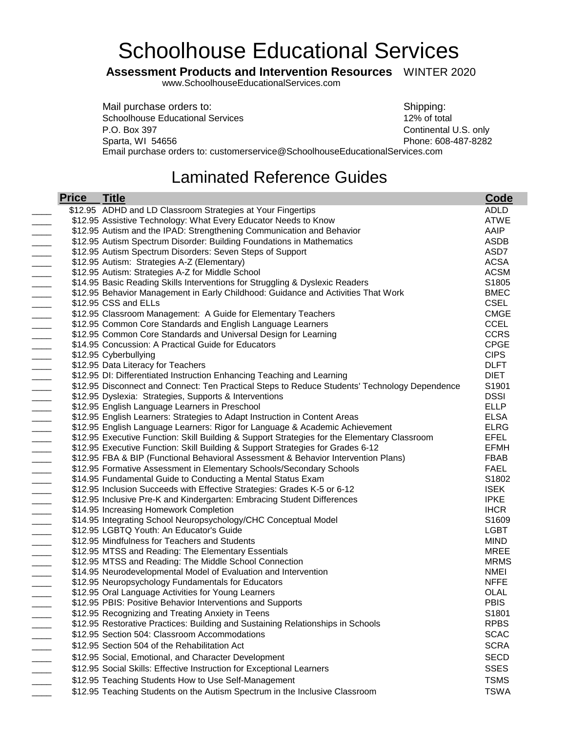# Schoolhouse Educational Services

**Assessment Products and Intervention Resources** WINTER 2020

www.SchoolhouseEducationalServices.com

Mail purchase orders to:
Schoolhouse Educational Services
P.O. Box 397
Sparta, WI 54656
Email purchase orders to: customerservice@SchoolhouseEducationalServices.com

Shipping:
12% of total
Continental U.S. only
Phone: 608-487-8282

## Laminated Reference Guides

| | Price | Title | Code |
|---|---|---|---|
| ____ | $12.95 | ADHD and LD Classroom Strategies at Your Fingertips | ADLD |
| ____ | $12.95 | Assistive Technology: What Every Educator Needs to Know | ATWE |
| ____ | $12.95 | Autism and the IPAD: Strengthening Communication and Behavior | AAIP |
| ____ | $12.95 | Autism Spectrum Disorder: Building Foundations in Mathematics | ASDB |
| ____ | $12.95 | Autism Spectrum Disorders: Seven Steps of Support | ASD7 |
| ____ | $12.95 | Autism: Strategies A-Z (Elementary) | ACSA |
| ____ | $12.95 | Autism: Strategies A-Z for Middle School | ACSM |
| ____ | $14.95 | Basic Reading Skills Interventions for Struggling & Dyslexic Readers | S1805 |
| ____ | $12.95 | Behavior Management in Early Childhood: Guidance and Activities That Work | BMEC |
| ____ | $12.95 | CSS and ELLs | CSEL |
| ____ | $12.95 | Classroom Management: A Guide for Elementary Teachers | CMGE |
| ____ | $12.95 | Common Core Standards and English Language Learners | CCEL |
| ____ | $12.95 | Common Core Standards and Universal Design for Learning | CCRS |
| ____ | $14.95 | Concussion: A Practical Guide for Educators | CPGE |
| ____ | $12.95 | Cyberbullying | CIPS |
| ____ | $12.95 | Data Literacy for Teachers | DLFT |
| ____ | $12.95 | DI: Differentiated Instruction Enhancing Teaching and Learning | DIET |
| ____ | $12.95 | Disconnect and Connect: Ten Practical Steps to Reduce Students' Technology Dependence | S1901 |
| ____ | $12.95 | Dyslexia: Strategies, Supports & Interventions | DSSI |
| ____ | $12.95 | English Language Learners in Preschool | ELLP |
| ____ | $12.95 | English Learners: Strategies to Adapt Instruction in Content Areas | ELSA |
| ____ | $12.95 | English Language Learners: Rigor for Language & Academic Achievement | ELRG |
| ____ | $12.95 | Executive Function: Skill Building & Support Strategies for the Elementary Classroom | EFEL |
| ____ | $12.95 | Executive Function: Skill Building & Support Strategies for Grades 6-12 | EFMH |
| ____ | $12.95 | FBA & BIP (Functional Behavioral Assessment & Behavior Intervention Plans) | FBAB |
| ____ | $12.95 | Formative Assessment in Elementary Schools/Secondary Schools | FAEL |
| ____ | $14.95 | Fundamental Guide to Conducting a Mental Status Exam | S1802 |
| ____ | $12.95 | Inclusion Succeeds with Effective Strategies: Grades K-5 or 6-12 | ISEK |
| ____ | $12.95 | Inclusive Pre-K and Kindergarten: Embracing Student Differences | IPKE |
| ____ | $14.95 | Increasing Homework Completion | IHCR |
| ____ | $14.95 | Integrating School Neuropsychology/CHC Conceptual Model | S1609 |
| ____ | $12.95 | LGBTQ Youth: An Educator's Guide | LGBT |
| ____ | $12.95 | Mindfulness for Teachers and Students | MIND |
| ____ | $12.95 | MTSS and Reading: The Elementary Essentials | MREE |
| ____ | $12.95 | MTSS and Reading: The Middle School Connection | MRMS |
| ____ | $14.95 | Neurodevelopmental Model of Evaluation and Intervention | NMEI |
| ____ | $12.95 | Neuropsychology Fundamentals for Educators | NFFE |
| ____ | $12.95 | Oral Language Activities for Young Learners | OLAL |
| ____ | $12.95 | PBIS: Positive Behavior Interventions and Supports | PBIS |
| ____ | $12.95 | Recognizing and Treating Anxiety in Teens | S1801 |
| ____ | $12.95 | Restorative Practices: Building and Sustaining Relationships in Schools | RPBS |
| ____ | $12.95 | Section 504: Classroom Accommodations | SCAC |
| ____ | $12.95 | Section 504 of the Rehabilitation Act | SCRA |
| ____ | $12.95 | Social, Emotional, and Character Development | SECD |
| ____ | $12.95 | Social Skills: Effective Instruction for Exceptional Learners | SSES |
| ____ | $12.95 | Teaching Students How to Use Self-Management | TSMS |
| ____ | $12.95 | Teaching Students on the Autism Spectrum in the Inclusive Classroom | TSWA |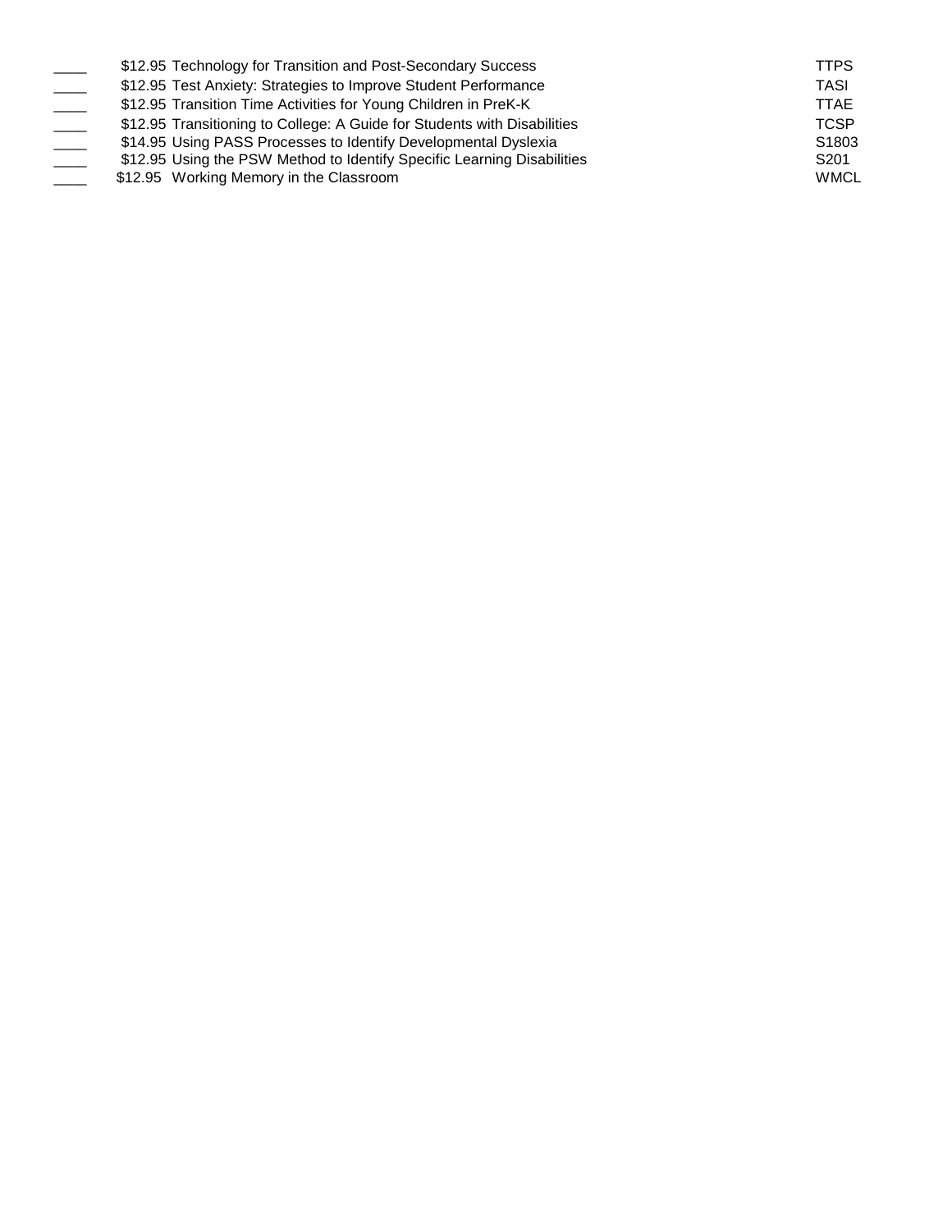| | | | |
|---|---|---|---|
| ____ | $12.95 | Technology for Transition and Post-Secondary Success | TTPS |
| ____ | $12.95 | Test Anxiety: Strategies to Improve Student Performance | TASI |
| ____ | $12.95 | Transition Time Activities for Young Children in PreK-K | TTAE |
| ____ | $12.95 | Transitioning to College: A Guide for Students with Disabilities | TCSP |
| ____ | $14.95 | Using PASS Processes to Identify Developmental Dyslexia | S1803 |
| ____ | $12.95 | Using the PSW Method to Identify Specific Learning Disabilities | S201 |
| ____ | $12.95 | Working Memory in the Classroom | WMCL |